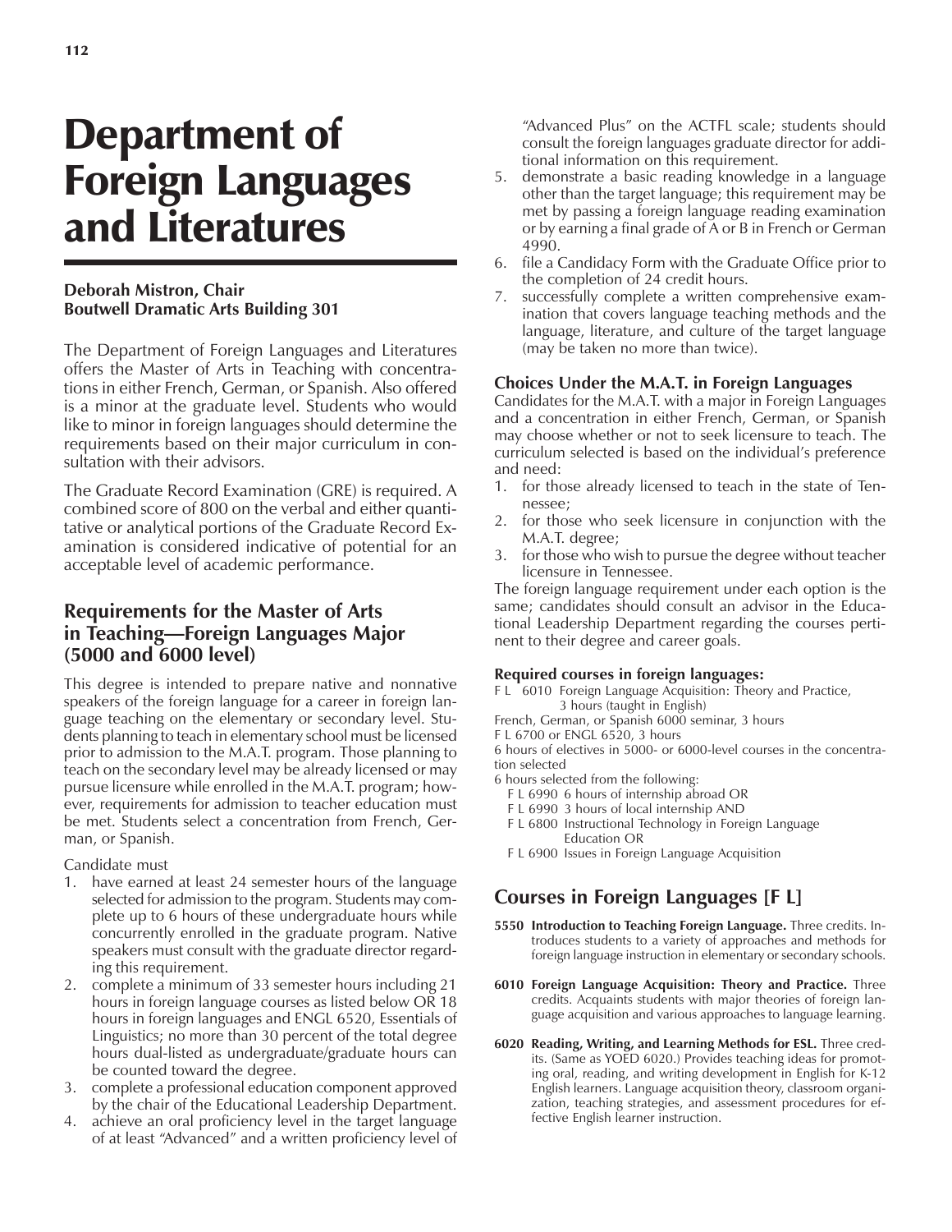# Department of Foreign Languages and Literatures

**Deborah Mistron, Chair**
**Boutwell Dramatic Arts Building 301**

The Department of Foreign Languages and Literatures offers the Master of Arts in Teaching with concentrations in either French, German, or Spanish. Also offered is a minor at the graduate level. Students who would like to minor in foreign languages should determine the requirements based on their major curriculum in consultation with their advisors.

The Graduate Record Examination (GRE) is required. A combined score of 800 on the verbal and either quantitative or analytical portions of the Graduate Record Examination is considered indicative of potential for an acceptable level of academic performance.

## Requirements for the Master of Arts in Teaching—Foreign Languages Major (5000 and 6000 level)

This degree is intended to prepare native and nonnative speakers of the foreign language for a career in foreign language teaching on the elementary or secondary level. Students planning to teach in elementary school must be licensed prior to admission to the M.A.T. program. Those planning to teach on the secondary level may be already licensed or may pursue licensure while enrolled in the M.A.T. program; however, requirements for admission to teacher education must be met. Students select a concentration from French, German, or Spanish.

Candidate must

1. have earned at least 24 semester hours of the language selected for admission to the program. Students may complete up to 6 hours of these undergraduate hours while concurrently enrolled in the graduate program. Native speakers must consult with the graduate director regarding this requirement.
2. complete a minimum of 33 semester hours including 21 hours in foreign language courses as listed below OR 18 hours in foreign languages and ENGL 6520, Essentials of Linguistics; no more than 30 percent of the total degree hours dual-listed as undergraduate/graduate hours can be counted toward the degree.
3. complete a professional education component approved by the chair of the Educational Leadership Department.
4. achieve an oral proficiency level in the target language of at least "Advanced" and a written proficiency level of "Advanced Plus" on the ACTFL scale; students should consult the foreign languages graduate director for additional information on this requirement.
5. demonstrate a basic reading knowledge in a language other than the target language; this requirement may be met by passing a foreign language reading examination or by earning a final grade of A or B in French or German 4990.
6. file a Candidacy Form with the Graduate Office prior to the completion of 24 credit hours.
7. successfully complete a written comprehensive examination that covers language teaching methods and the language, literature, and culture of the target language (may be taken no more than twice).

### Choices Under the M.A.T. in Foreign Languages

Candidates for the M.A.T. with a major in Foreign Languages and a concentration in either French, German, or Spanish may choose whether or not to seek licensure to teach. The curriculum selected is based on the individual's preference and need:

1. for those already licensed to teach in the state of Tennessee;
2. for those who seek licensure in conjunction with the M.A.T. degree;
3. for those who wish to pursue the degree without teacher licensure in Tennessee.

The foreign language requirement under each option is the same; candidates should consult an advisor in the Educational Leadership Department regarding the courses pertinent to their degree and career goals.

**Required courses in foreign languages:**

F L 6010 Foreign Language Acquisition: Theory and Practice, 3 hours (taught in English)
French, German, or Spanish 6000 seminar, 3 hours
F L 6700 or ENGL 6520, 3 hours
6 hours of electives in 5000- or 6000-level courses in the concentration selected
6 hours selected from the following:
- F L 6990 6 hours of internship abroad OR
- F L 6990 3 hours of local internship AND
- F L 6800 Instructional Technology in Foreign Language Education OR
- F L 6900 Issues in Foreign Language Acquisition

## Courses in Foreign Languages [F L]

**5550 Introduction to Teaching Foreign Language.** Three credits. Introduces students to a variety of approaches and methods for foreign language instruction in elementary or secondary schools.

**6010 Foreign Language Acquisition: Theory and Practice.** Three credits. Acquaints students with major theories of foreign language acquisition and various approaches to language learning.

**6020 Reading, Writing, and Learning Methods for ESL.** Three credits. (Same as YOED 6020.) Provides teaching ideas for promoting oral, reading, and writing development in English for K-12 English learners. Language acquisition theory, classroom organization, teaching strategies, and assessment procedures for effective English learner instruction.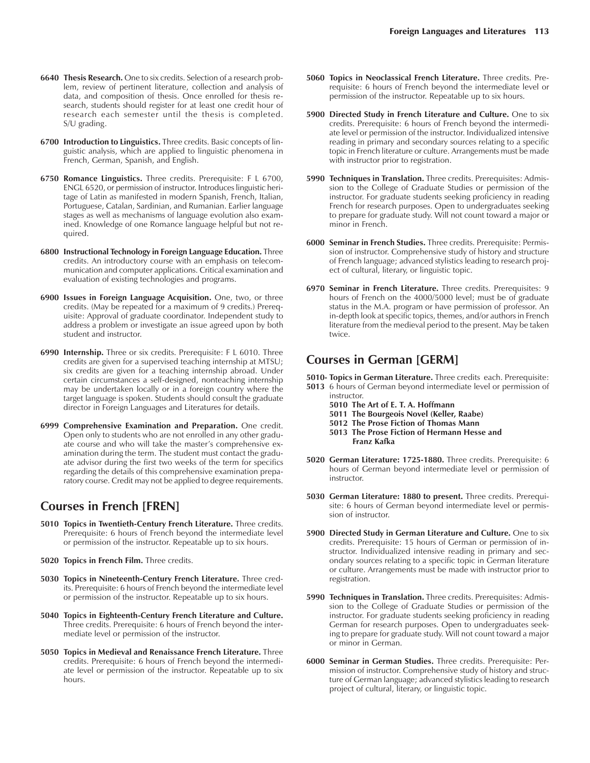**6640 Thesis Research.** One to six credits. Selection of a research problem, review of pertinent literature, collection and analysis of data, and composition of thesis. Once enrolled for thesis research, students should register for at least one credit hour of research each semester until the thesis is completed. S/U grading.

**6700 Introduction to Linguistics.** Three credits. Basic concepts of linguistic analysis, which are applied to linguistic phenomena in French, German, Spanish, and English.

**6750 Romance Linguistics.** Three credits. Prerequisite: F L 6700, ENGL 6520, or permission of instructor. Introduces linguistic heritage of Latin as manifested in modern Spanish, French, Italian, Portuguese, Catalan, Sardinian, and Rumanian. Earlier language stages as well as mechanisms of language evolution also examined. Knowledge of one Romance language helpful but not required.

**6800 Instructional Technology in Foreign Language Education.** Three credits. An introductory course with an emphasis on telecommunication and computer applications. Critical examination and evaluation of existing technologies and programs.

**6900 Issues in Foreign Language Acquisition.** One, two, or three credits. (May be repeated for a maximum of 9 credits.) Prerequisite: Approval of graduate coordinator. Independent study to address a problem or investigate an issue agreed upon by both student and instructor.

**6990 Internship.** Three or six credits. Prerequisite: F L 6010. Three credits are given for a supervised teaching internship at MTSU; six credits are given for a teaching internship abroad. Under certain circumstances a self-designed, nonteaching internship may be undertaken locally or in a foreign country where the target language is spoken. Students should consult the graduate director in Foreign Languages and Literatures for details.

**6999 Comprehensive Examination and Preparation.** One credit. Open only to students who are not enrolled in any other graduate course and who will take the master's comprehensive examination during the term. The student must contact the graduate advisor during the first two weeks of the term for specifics regarding the details of this comprehensive examination preparatory course. Credit may not be applied to degree requirements.

## Courses in French [FREN]

**5010 Topics in Twentieth-Century French Literature.** Three credits. Prerequisite: 6 hours of French beyond the intermediate level or permission of the instructor. Repeatable up to six hours.

**5020 Topics in French Film.** Three credits.

**5030 Topics in Nineteenth-Century French Literature.** Three credits. Prerequisite: 6 hours of French beyond the intermediate level or permission of the instructor. Repeatable up to six hours.

**5040 Topics in Eighteenth-Century French Literature and Culture.** Three credits. Prerequisite: 6 hours of French beyond the intermediate level or permission of the instructor.

**5050 Topics in Medieval and Renaissance French Literature.** Three credits. Prerequisite: 6 hours of French beyond the intermediate level or permission of the instructor. Repeatable up to six hours.

**5060 Topics in Neoclassical French Literature.** Three credits. Prerequisite: 6 hours of French beyond the intermediate level or permission of the instructor. Repeatable up to six hours.

**5900 Directed Study in French Literature and Culture.** One to six credits. Prerequisite: 6 hours of French beyond the intermediate level or permission of the instructor. Individualized intensive reading in primary and secondary sources relating to a specific topic in French literature or culture. Arrangements must be made with instructor prior to registration.

**5990 Techniques in Translation.** Three credits. Prerequisites: Admission to the College of Graduate Studies or permission of the instructor. For graduate students seeking proficiency in reading French for research purposes. Open to undergraduates seeking to prepare for graduate study. Will not count toward a major or minor in French.

**6000 Seminar in French Studies.** Three credits. Prerequisite: Permission of instructor. Comprehensive study of history and structure of French language; advanced stylistics leading to research project of cultural, literary, or linguistic topic.

**6970 Seminar in French Literature.** Three credits. Prerequisites: 9 hours of French on the 4000/5000 level; must be of graduate status in the M.A. program or have permission of professor. An in-depth look at specific topics, themes, and/or authors in French literature from the medieval period to the present. May be taken twice.

## Courses in German [GERM]

**5010-5013 Topics in German Literature.** Three credits each. Prerequisite: 6 hours of German beyond intermediate level or permission of instructor.

- **5010 The Art of E. T. A. Hoffmann**
- **5011 The Bourgeois Novel (Keller, Raabe)**
- **5012 The Prose Fiction of Thomas Mann**
- **5013 The Prose Fiction of Hermann Hesse and Franz Kafka**

**5020 German Literature: 1725-1880.** Three credits. Prerequisite: 6 hours of German beyond intermediate level or permission of instructor.

**5030 German Literature: 1880 to present.** Three credits. Prerequisite: 6 hours of German beyond intermediate level or permission of instructor.

**5900 Directed Study in German Literature and Culture.** One to six credits. Prerequisite: 15 hours of German or permission of instructor. Individualized intensive reading in primary and secondary sources relating to a specific topic in German literature or culture. Arrangements must be made with instructor prior to registration.

**5990 Techniques in Translation.** Three credits. Prerequisites: Admission to the College of Graduate Studies or permission of the instructor. For graduate students seeking proficiency in reading German for research purposes. Open to undergraduates seeking to prepare for graduate study. Will not count toward a major or minor in German.

**6000 Seminar in German Studies.** Three credits. Prerequisite: Permission of instructor. Comprehensive study of history and structure of German language; advanced stylistics leading to research project of cultural, literary, or linguistic topic.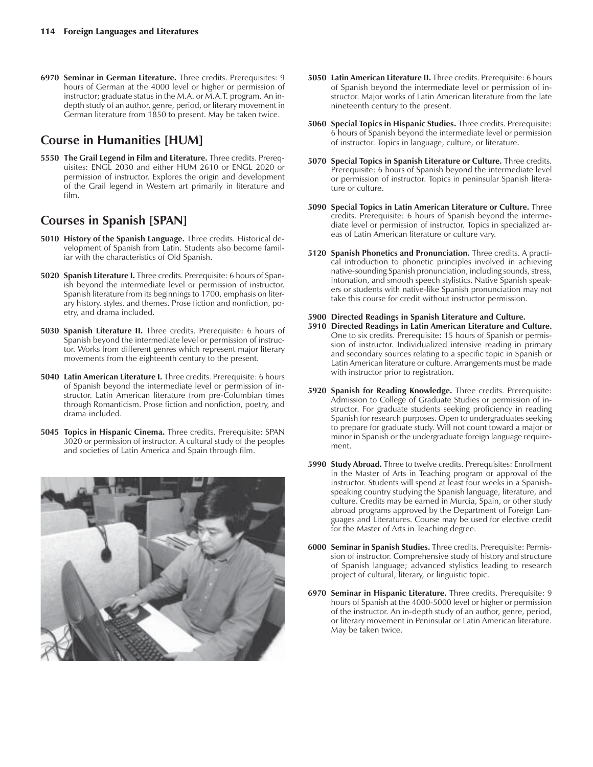**6970 Seminar in German Literature.** Three credits. Prerequisites: 9 hours of German at the 4000 level or higher or permission of instructor; graduate status in the M.A. or M.A.T. program. An in-depth study of an author, genre, period, or literary movement in German literature from 1850 to present. May be taken twice.

## Course in Humanities [HUM]

**5550 The Grail Legend in Film and Literature.** Three credits. Prerequisites: ENGL 2030 and either HUM 2610 or ENGL 2020 or permission of instructor. Explores the origin and development of the Grail legend in Western art primarily in literature and film.

## Courses in Spanish [SPAN]

**5010 History of the Spanish Language.** Three credits. Historical development of Spanish from Latin. Students also become familiar with the characteristics of Old Spanish.

**5020 Spanish Literature I.** Three credits. Prerequisite: 6 hours of Spanish beyond the intermediate level or permission of instructor. Spanish literature from its beginnings to 1700, emphasis on literary history, styles, and themes. Prose fiction and nonfiction, poetry, and drama included.

**5030 Spanish Literature II.** Three credits. Prerequisite: 6 hours of Spanish beyond the intermediate level or permission of instructor. Works from different genres which represent major literary movements from the eighteenth century to the present.

**5040 Latin American Literature I.** Three credits. Prerequisite: 6 hours of Spanish beyond the intermediate level or permission of instructor. Latin American literature from pre-Columbian times through Romanticism. Prose fiction and nonfiction, poetry, and drama included.

**5045 Topics in Hispanic Cinema.** Three credits. Prerequisite: SPAN 3020 or permission of instructor. A cultural study of the peoples and societies of Latin America and Spain through film.

**5050 Latin American Literature II.** Three credits. Prerequisite: 6 hours of Spanish beyond the intermediate level or permission of instructor. Major works of Latin American literature from the late nineteenth century to the present.

**5060 Special Topics in Hispanic Studies.** Three credits. Prerequisite: 6 hours of Spanish beyond the intermediate level or permission of instructor. Topics in language, culture, or literature.

**5070 Special Topics in Spanish Literature or Culture.** Three credits. Prerequisite: 6 hours of Spanish beyond the intermediate level or permission of instructor. Topics in peninsular Spanish literature or culture.

**5090 Special Topics in Latin American Literature or Culture.** Three credits. Prerequisite: 6 hours of Spanish beyond the intermediate level or permission of instructor. Topics in specialized areas of Latin American literature or culture vary.

**5120 Spanish Phonetics and Pronunciation.** Three credits. A practical introduction to phonetic principles involved in achieving native-sounding Spanish pronunciation, including sounds, stress, intonation, and smooth speech stylistics. Native Spanish speakers or students with native-like Spanish pronunciation may not take this course for credit without instructor permission.

**5900 Directed Readings in Spanish Literature and Culture.**
**5910 Directed Readings in Latin American Literature and Culture.** One to six credits. Prerequisite: 15 hours of Spanish or permission of instructor. Individualized intensive reading in primary and secondary sources relating to a specific topic in Spanish or Latin American literature or culture. Arrangements must be made with instructor prior to registration.

**5920 Spanish for Reading Knowledge.** Three credits. Prerequisite: Admission to College of Graduate Studies or permission of instructor. For graduate students seeking proficiency in reading Spanish for research purposes. Open to undergraduates seeking to prepare for graduate study. Will not count toward a major or minor in Spanish or the undergraduate foreign language requirement.

**5990 Study Abroad.** Three to twelve credits. Prerequisites: Enrollment in the Master of Arts in Teaching program or approval of the instructor. Students will spend at least four weeks in a Spanish-speaking country studying the Spanish language, literature, and culture. Credits may be earned in Murcia, Spain, or other study abroad programs approved by the Department of Foreign Languages and Literatures. Course may be used for elective credit for the Master of Arts in Teaching degree.

**6000 Seminar in Spanish Studies.** Three credits. Prerequisite: Permission of instructor. Comprehensive study of history and structure of Spanish language; advanced stylistics leading to research project of cultural, literary, or linguistic topic.

**6970 Seminar in Hispanic Literature.** Three credits. Prerequisite: 9 hours of Spanish at the 4000-5000 level or higher or permission of the instructor. An in-depth study of an author, genre, period, or literary movement in Peninsular or Latin American literature. May be taken twice.